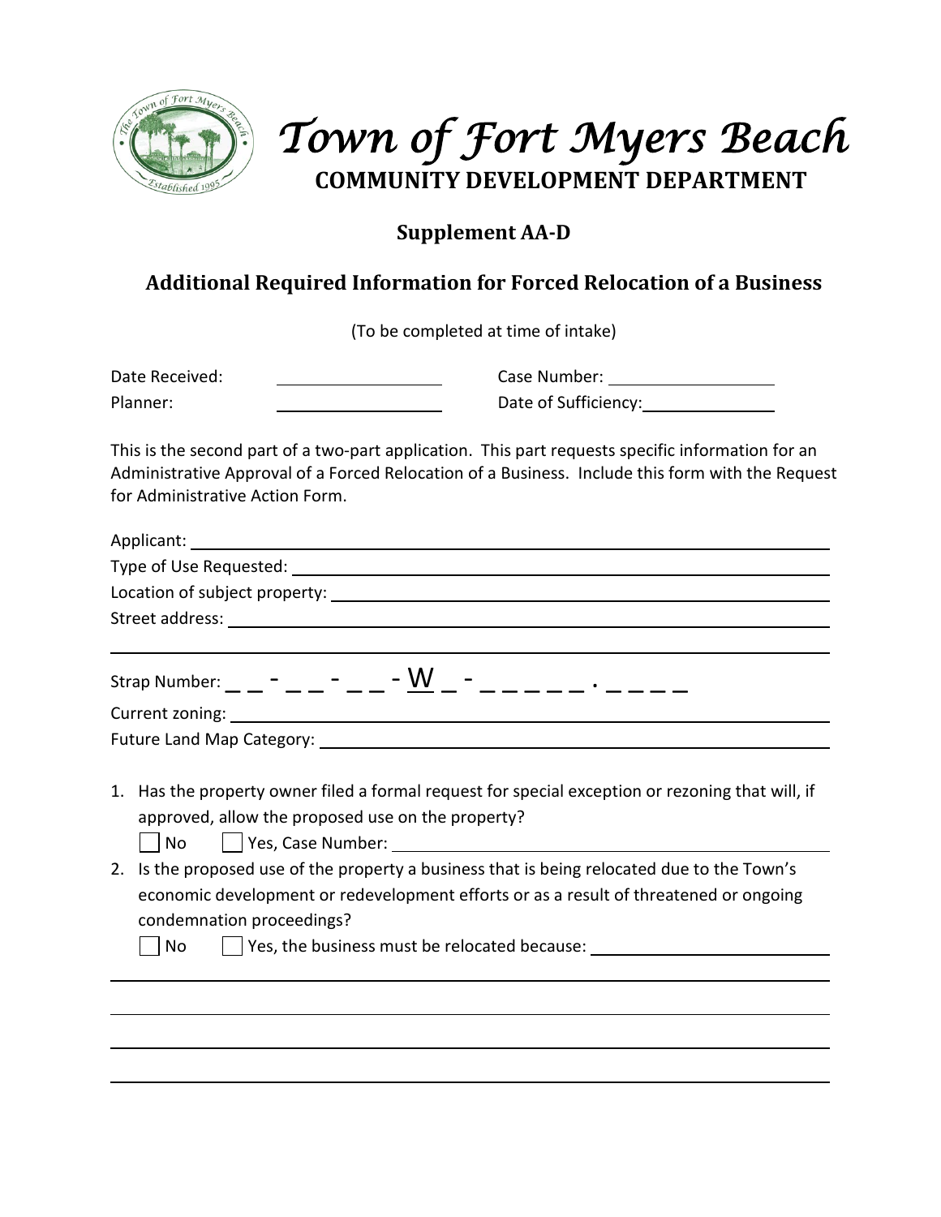# Town of Fort Myers Beach

## COMMUNITY DEVELOPMENT DEPARTMENT

### Supplement AA-D

### Additional Required Information for Forced Relocation of a Business

(To be completed at time of intake)

Date Received: ____________________ Case Number: ____________________

Planner: ____________________ Date of Sufficiency: ____________________

This is the second part of a two-part application. This part requests specific information for an Administrative Approval of a Forced Relocation of a Business. Include this form with the Request for Administrative Action Form.

Applicant: ______________________________________________

Type of Use Requested: ______________________________________________

Location of subject property: ______________________________________________

Street address: ______________________________________________

______________________________________________

Strap Number: _ _ - _ _ - _ _ - W _ - _ _ _ _ _ . _ _ _ _

Current zoning: ______________________________________________

Future Land Map Category: ______________________________________________

1. Has the property owner filed a formal request for special exception or rezoning that will, if approved, allow the proposed use on the property?

   ☐ No ☐ Yes, Case Number: ______________________________________________

2. Is the proposed use of the property a business that is being relocated due to the Town's economic development or redevelopment efforts or as a result of threatened or ongoing condemnation proceedings?

   ☐ No ☐ Yes, the business must be relocated because: ______________________________________________

______________________________________________

______________________________________________

______________________________________________

______________________________________________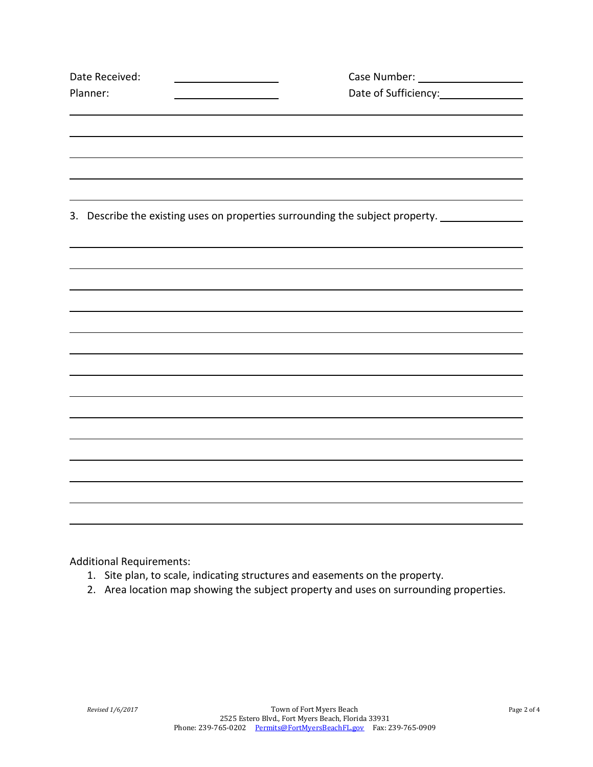Date Received: ____________________ Case Number: ____________________

Planner: ____________________ Date of Sufficiency: ____________________

3. Describe the existing uses on properties surrounding the subject property. ______________

Additional Requirements:

1. Site plan, to scale, indicating structures and easements on the property.
2. Area location map showing the subject property and uses on surrounding properties.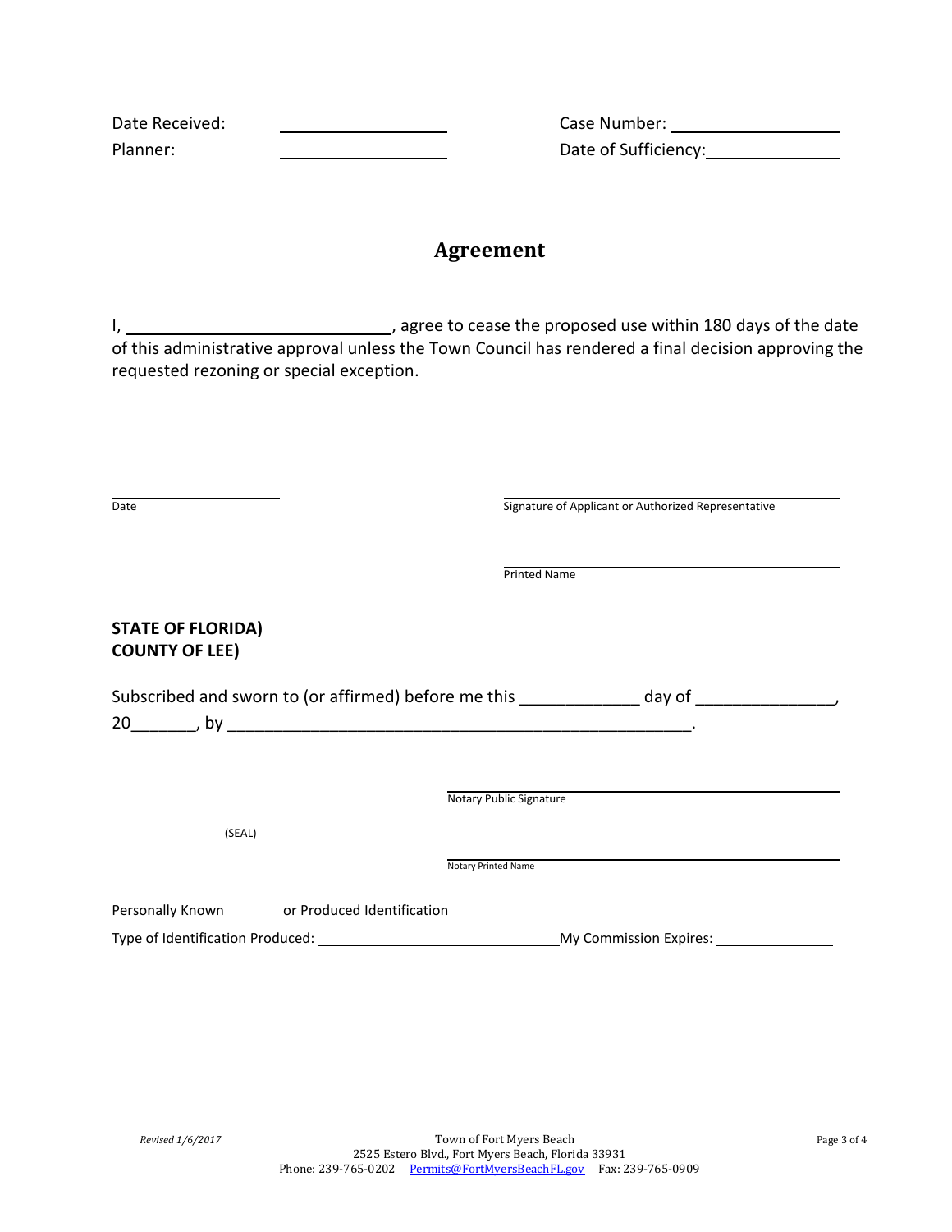Date Received: ____________________ Case Number: ____________________

Planner: ____________________ Date of Sufficiency: ________________

## Agreement

I, ______________________________, agree to cease the proposed use within 180 days of the date of this administrative approval unless the Town Council has rendered a final decision approving the requested rezoning or special exception.

____________________ ________________________________________

Date Signature of Applicant or Authorized Representative

________________________________________

Printed Name

**STATE OF FLORIDA)**
**COUNTY OF LEE)**

Subscribed and sworn to (or affirmed) before me this _____________ day of _______________, 20_______, by ___________________________________________________.

________________________________________

Notary Public Signature

(SEAL)

________________________________________

Notary Printed Name

Personally Known _______ or Produced Identification ______________

Type of Identification Produced: ______________________________ My Commission Expires: _______________

*Revised 1/6/2017*

Town of Fort Myers Beach
2525 Estero Blvd., Fort Myers Beach, Florida 33931
Phone: 239-765-0202 Permits@FortMyersBeachFL.gov Fax: 239-765-0909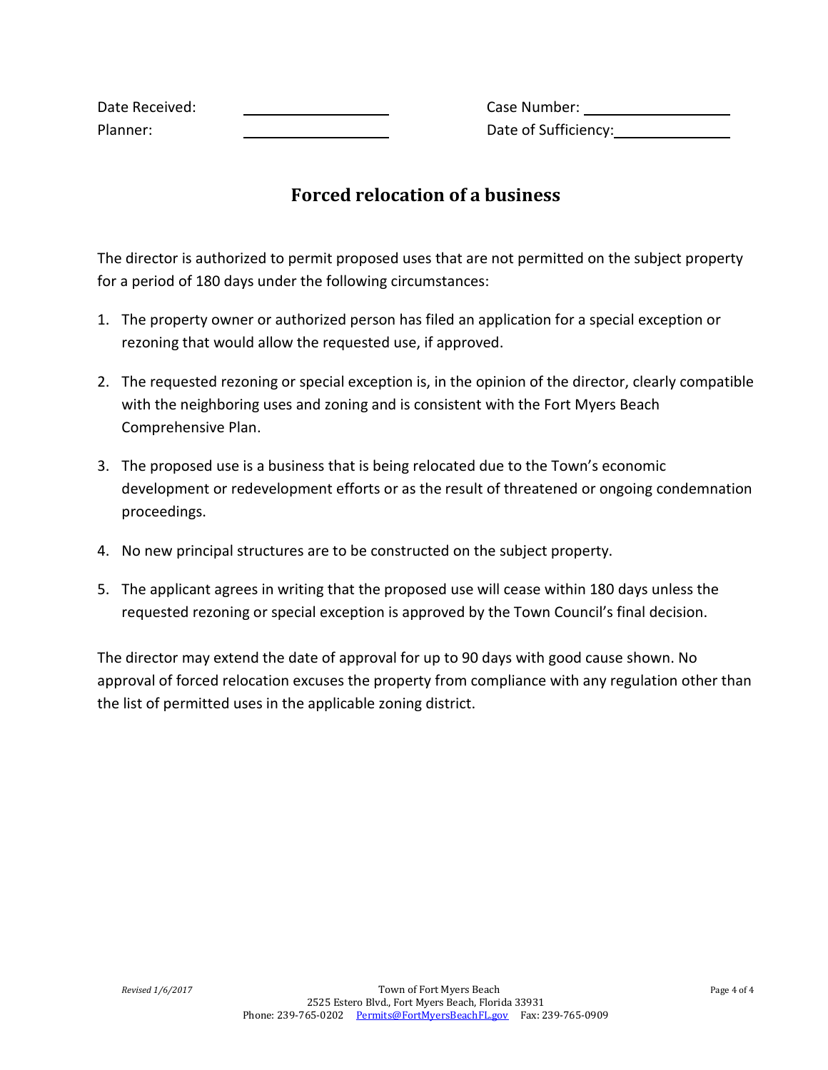Date Received: ____________________ Case Number: ____________________

Planner: ____________________ Date of Sufficiency: ____________________

# Forced relocation of a business

The director is authorized to permit proposed uses that are not permitted on the subject property for a period of 180 days under the following circumstances:

1. The property owner or authorized person has filed an application for a special exception or rezoning that would allow the requested use, if approved.
2. The requested rezoning or special exception is, in the opinion of the director, clearly compatible with the neighboring uses and zoning and is consistent with the Fort Myers Beach Comprehensive Plan.
3. The proposed use is a business that is being relocated due to the Town's economic development or redevelopment efforts or as the result of threatened or ongoing condemnation proceedings.
4. No new principal structures are to be constructed on the subject property.
5. The applicant agrees in writing that the proposed use will cease within 180 days unless the requested rezoning or special exception is approved by the Town Council's final decision.

The director may extend the date of approval for up to 90 days with good cause shown. No approval of forced relocation excuses the property from compliance with any regulation other than the list of permitted uses in the applicable zoning district.